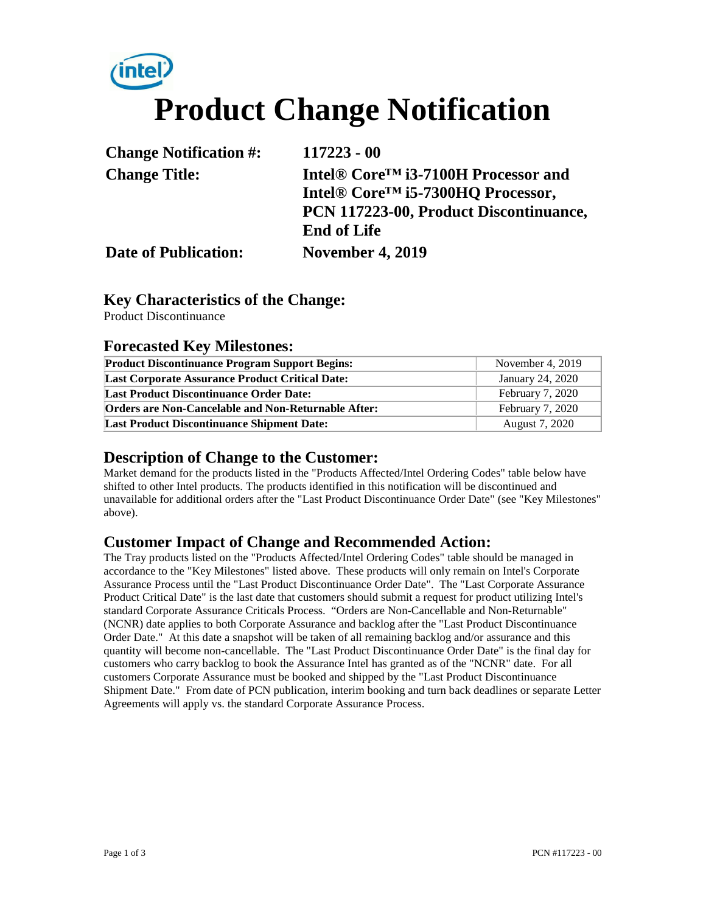# Product Change Notification

| | |
|---|---|
| **Change Notification #:** | **117223 - 00** |
| **Change Title:** | **Intel® Core™ i3-7100H Processor and Intel® Core™ i5-7300HQ Processor, PCN 117223-00, Product Discontinuance, End of Life** |
| **Date of Publication:** | **November 4, 2019** |

## Key Characteristics of the Change:

Product Discontinuance

## Forecasted Key Milestones:

| | |
|---|---|
| **Product Discontinuance Program Support Begins:** | November 4, 2019 |
| **Last Corporate Assurance Product Critical Date:** | January 24, 2020 |
| **Last Product Discontinuance Order Date:** | February 7, 2020 |
| **Orders are Non-Cancelable and Non-Returnable After:** | February 7, 2020 |
| **Last Product Discontinuance Shipment Date:** | August 7, 2020 |

## Description of Change to the Customer:

Market demand for the products listed in the "Products Affected/Intel Ordering Codes" table below have shifted to other Intel products. The products identified in this notification will be discontinued and unavailable for additional orders after the "Last Product Discontinuance Order Date" (see "Key Milestones" above).

## Customer Impact of Change and Recommended Action:

The Tray products listed on the "Products Affected/Intel Ordering Codes" table should be managed in accordance to the "Key Milestones" listed above. These products will only remain on Intel's Corporate Assurance Process until the "Last Product Discontinuance Order Date". The "Last Corporate Assurance Product Critical Date" is the last date that customers should submit a request for product utilizing Intel's standard Corporate Assurance Criticals Process. "Orders are Non-Cancellable and Non-Returnable" (NCNR) date applies to both Corporate Assurance and backlog after the "Last Product Discontinuance Order Date." At this date a snapshot will be taken of all remaining backlog and/or assurance and this quantity will become non-cancellable. The "Last Product Discontinuance Order Date" is the final day for customers who carry backlog to book the Assurance Intel has granted as of the "NCNR" date. For all customers Corporate Assurance must be booked and shipped by the "Last Product Discontinuance Shipment Date." From date of PCN publication, interim booking and turn back deadlines or separate Letter Agreements will apply vs. the standard Corporate Assurance Process.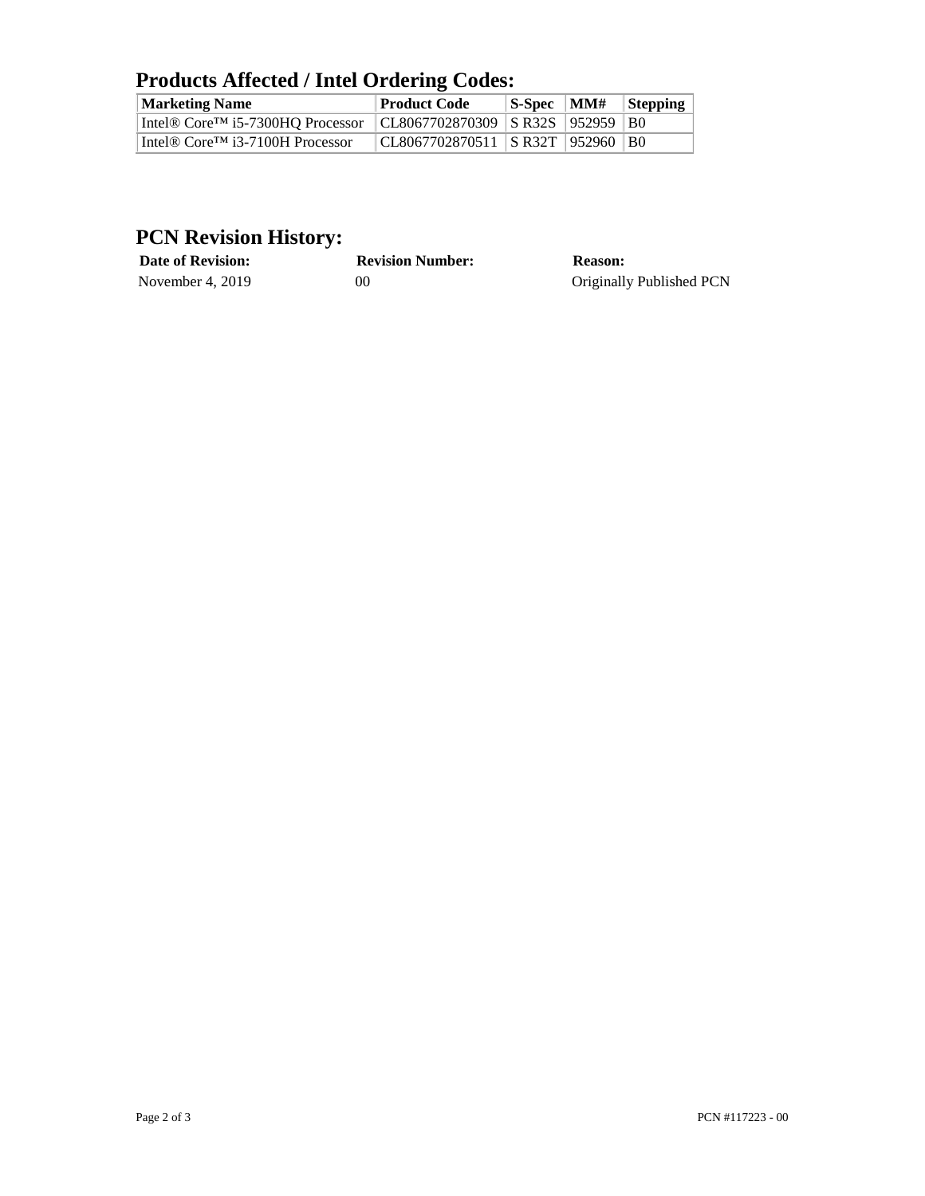## Products Affected / Intel Ordering Codes:

| Marketing Name | Product Code | S-Spec | MM# | Stepping |
|---|---|---|---|---|
| Intel® Core™ i5-7300HQ Processor | CL8067702870309 | S R32S | 952959 | B0 |
| Intel® Core™ i3-7100H Processor | CL8067702870511 | S R32T | 952960 | B0 |

## PCN Revision History:

| Date of Revision: | Revision Number: | Reason: |
|---|---|---|
| November 4, 2019 | 00 | Originally Published PCN |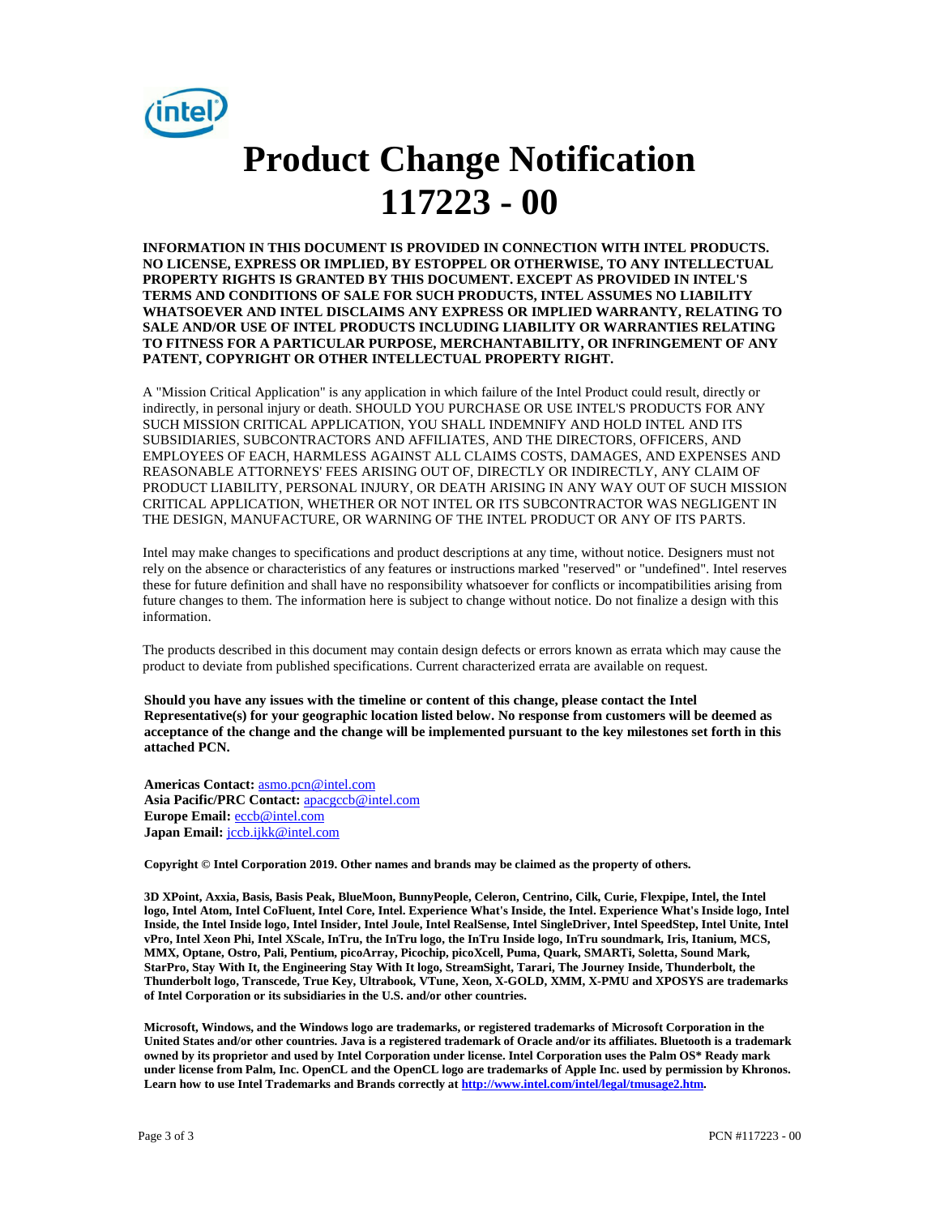# Product Change Notification 117223 - 00

**INFORMATION IN THIS DOCUMENT IS PROVIDED IN CONNECTION WITH INTEL PRODUCTS. NO LICENSE, EXPRESS OR IMPLIED, BY ESTOPPEL OR OTHERWISE, TO ANY INTELLECTUAL PROPERTY RIGHTS IS GRANTED BY THIS DOCUMENT. EXCEPT AS PROVIDED IN INTEL'S TERMS AND CONDITIONS OF SALE FOR SUCH PRODUCTS, INTEL ASSUMES NO LIABILITY WHATSOEVER AND INTEL DISCLAIMS ANY EXPRESS OR IMPLIED WARRANTY, RELATING TO SALE AND/OR USE OF INTEL PRODUCTS INCLUDING LIABILITY OR WARRANTIES RELATING TO FITNESS FOR A PARTICULAR PURPOSE, MERCHANTABILITY, OR INFRINGEMENT OF ANY PATENT, COPYRIGHT OR OTHER INTELLECTUAL PROPERTY RIGHT.**

A "Mission Critical Application" is any application in which failure of the Intel Product could result, directly or indirectly, in personal injury or death. SHOULD YOU PURCHASE OR USE INTEL'S PRODUCTS FOR ANY SUCH MISSION CRITICAL APPLICATION, YOU SHALL INDEMNIFY AND HOLD INTEL AND ITS SUBSIDIARIES, SUBCONTRACTORS AND AFFILIATES, AND THE DIRECTORS, OFFICERS, AND EMPLOYEES OF EACH, HARMLESS AGAINST ALL CLAIMS COSTS, DAMAGES, AND EXPENSES AND REASONABLE ATTORNEYS' FEES ARISING OUT OF, DIRECTLY OR INDIRECTLY, ANY CLAIM OF PRODUCT LIABILITY, PERSONAL INJURY, OR DEATH ARISING IN ANY WAY OUT OF SUCH MISSION CRITICAL APPLICATION, WHETHER OR NOT INTEL OR ITS SUBCONTRACTOR WAS NEGLIGENT IN THE DESIGN, MANUFACTURE, OR WARNING OF THE INTEL PRODUCT OR ANY OF ITS PARTS.

Intel may make changes to specifications and product descriptions at any time, without notice. Designers must not rely on the absence or characteristics of any features or instructions marked "reserved" or "undefined". Intel reserves these for future definition and shall have no responsibility whatsoever for conflicts or incompatibilities arising from future changes to them. The information here is subject to change without notice. Do not finalize a design with this information.

The products described in this document may contain design defects or errors known as errata which may cause the product to deviate from published specifications. Current characterized errata are available on request.

**Should you have any issues with the timeline or content of this change, please contact the Intel Representative(s) for your geographic location listed below. No response from customers will be deemed as acceptance of the change and the change will be implemented pursuant to the key milestones set forth in this attached PCN.**

**Americas Contact:** asmo.pcn@intel.com
**Asia Pacific/PRC Contact:** apacgccb@intel.com
**Europe Email:** eccb@intel.com
**Japan Email:** jccb.ijkk@intel.com

**Copyright © Intel Corporation 2019. Other names and brands may be claimed as the property of others.**

**3D XPoint, Axxia, Basis, Basis Peak, BlueMoon, BunnyPeople, Celeron, Centrino, Cilk, Curie, Flexpipe, Intel, the Intel logo, Intel Atom, Intel CoFluent, Intel Core, Intel. Experience What's Inside, the Intel. Experience What's Inside logo, Intel Inside, the Intel Inside logo, Intel Insider, Intel Joule, Intel RealSense, Intel SingleDriver, Intel SpeedStep, Intel Unite, Intel vPro, Intel Xeon Phi, Intel XScale, InTru, the InTru logo, the InTru Inside logo, InTru soundmark, Iris, Itanium, MCS, MMX, Optane, Ostro, Pali, Pentium, picoArray, Picochip, picoXcell, Puma, Quark, SMARTi, Soletta, Sound Mark, StarPro, Stay With It, the Engineering Stay With It logo, StreamSight, Tarari, The Journey Inside, Thunderbolt, the Thunderbolt logo, Transcede, True Key, Ultrabook, VTune, Xeon, X-GOLD, XMM, X-PMU and XPOSYS are trademarks of Intel Corporation or its subsidiaries in the U.S. and/or other countries.**

**Microsoft, Windows, and the Windows logo are trademarks, or registered trademarks of Microsoft Corporation in the United States and/or other countries. Java is a registered trademark of Oracle and/or its affiliates. Bluetooth is a trademark owned by its proprietor and used by Intel Corporation under license. Intel Corporation uses the Palm OS* Ready mark under license from Palm, Inc. OpenCL and the OpenCL logo are trademarks of Apple Inc. used by permission by Khronos. Learn how to use Intel Trademarks and Brands correctly at http://www.intel.com/intel/legal/tmusage2.htm.**